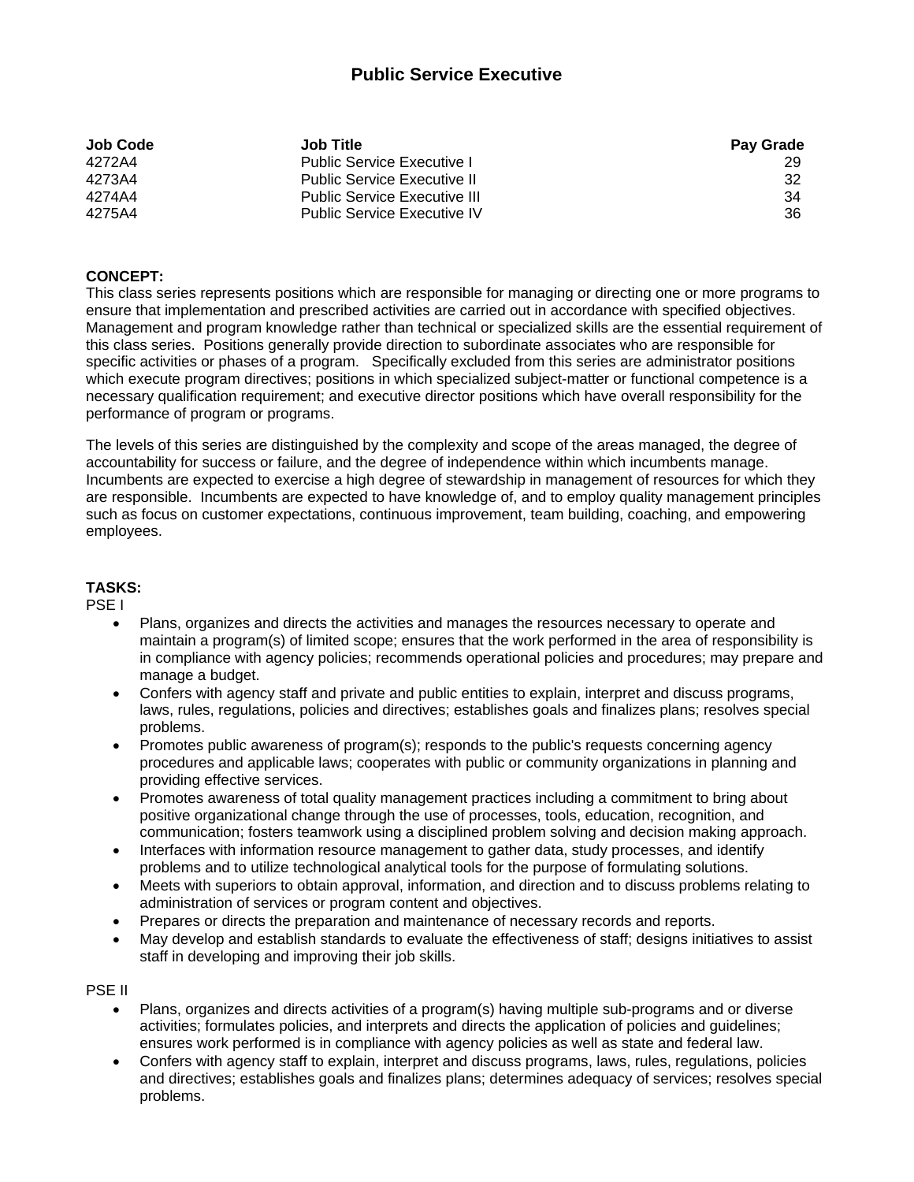# Public Service Executive

| Job Code | Job Title | Pay Grade |
| --- | --- | --- |
| 4272A4 | Public Service Executive I | 29 |
| 4273A4 | Public Service Executive II | 32 |
| 4274A4 | Public Service Executive III | 34 |
| 4275A4 | Public Service Executive IV | 36 |

**CONCEPT:**
This class series represents positions which are responsible for managing or directing one or more programs to ensure that implementation and prescribed activities are carried out in accordance with specified objectives. Management and program knowledge rather than technical or specialized skills are the essential requirement of this class series. Positions generally provide direction to subordinate associates who are responsible for specific activities or phases of a program. Specifically excluded from this series are administrator positions which execute program directives; positions in which specialized subject-matter or functional competence is a necessary qualification requirement; and executive director positions which have overall responsibility for the performance of program or programs.

The levels of this series are distinguished by the complexity and scope of the areas managed, the degree of accountability for success or failure, and the degree of independence within which incumbents manage. Incumbents are expected to exercise a high degree of stewardship in management of resources for which they are responsible. Incumbents are expected to have knowledge of, and to employ quality management principles such as focus on customer expectations, continuous improvement, team building, coaching, and empowering employees.

**TASKS:**

PSE I

- Plans, organizes and directs the activities and manages the resources necessary to operate and maintain a program(s) of limited scope; ensures that the work performed in the area of responsibility is in compliance with agency policies; recommends operational policies and procedures; may prepare and manage a budget.
- Confers with agency staff and private and public entities to explain, interpret and discuss programs, laws, rules, regulations, policies and directives; establishes goals and finalizes plans; resolves special problems.
- Promotes public awareness of program(s); responds to the public's requests concerning agency procedures and applicable laws; cooperates with public or community organizations in planning and providing effective services.
- Promotes awareness of total quality management practices including a commitment to bring about positive organizational change through the use of processes, tools, education, recognition, and communication; fosters teamwork using a disciplined problem solving and decision making approach.
- Interfaces with information resource management to gather data, study processes, and identify problems and to utilize technological analytical tools for the purpose of formulating solutions.
- Meets with superiors to obtain approval, information, and direction and to discuss problems relating to administration of services or program content and objectives.
- Prepares or directs the preparation and maintenance of necessary records and reports.
- May develop and establish standards to evaluate the effectiveness of staff; designs initiatives to assist staff in developing and improving their job skills.

PSE II

- Plans, organizes and directs activities of a program(s) having multiple sub-programs and or diverse activities; formulates policies, and interprets and directs the application of policies and guidelines; ensures work performed is in compliance with agency policies as well as state and federal law.
- Confers with agency staff to explain, interpret and discuss programs, laws, rules, regulations, policies and directives; establishes goals and finalizes plans; determines adequacy of services; resolves special problems.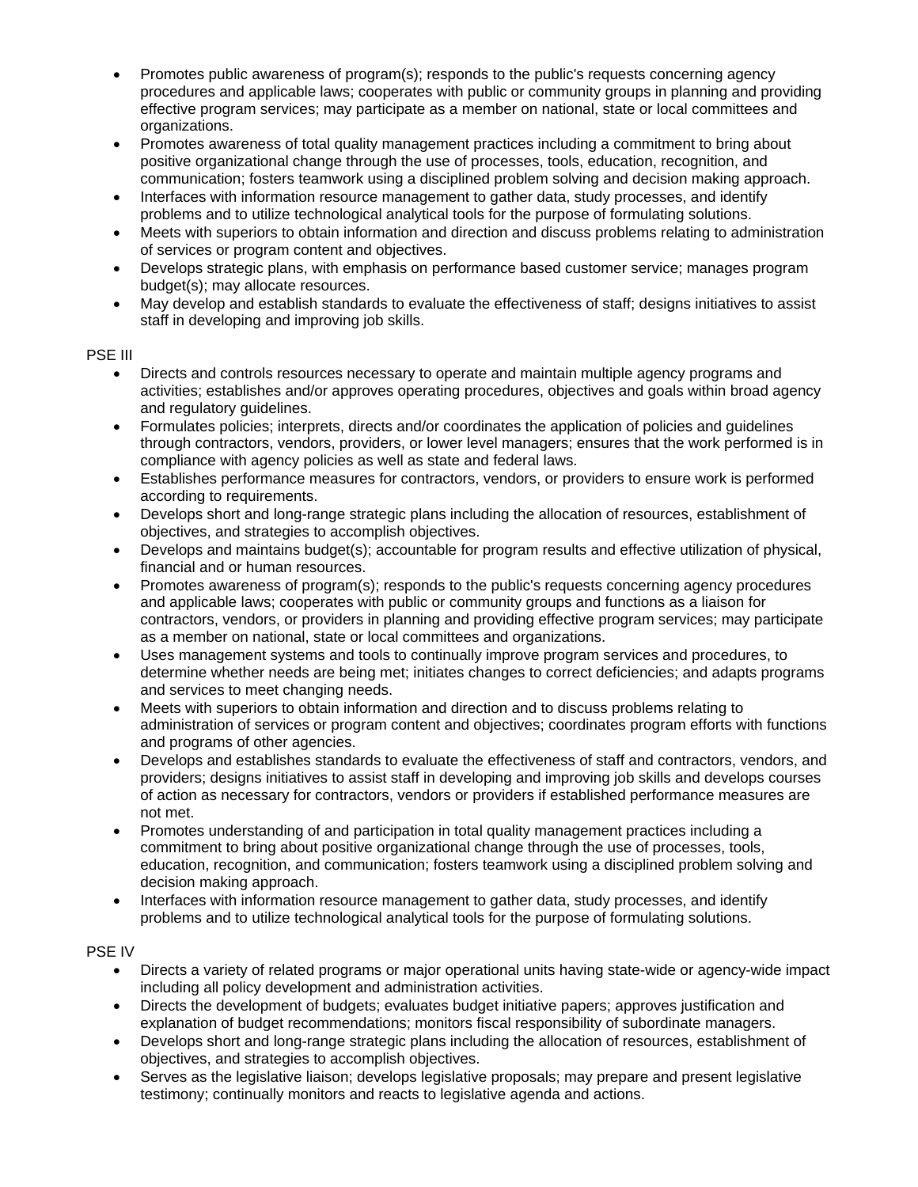- Promotes public awareness of program(s); responds to the public's requests concerning agency procedures and applicable laws; cooperates with public or community groups in planning and providing effective program services; may participate as a member on national, state or local committees and organizations.
- Promotes awareness of total quality management practices including a commitment to bring about positive organizational change through the use of processes, tools, education, recognition, and communication; fosters teamwork using a disciplined problem solving and decision making approach.
- Interfaces with information resource management to gather data, study processes, and identify problems and to utilize technological analytical tools for the purpose of formulating solutions.
- Meets with superiors to obtain information and direction and discuss problems relating to administration of services or program content and objectives.
- Develops strategic plans, with emphasis on performance based customer service; manages program budget(s); may allocate resources.
- May develop and establish standards to evaluate the effectiveness of staff; designs initiatives to assist staff in developing and improving job skills.

PSE III

- Directs and controls resources necessary to operate and maintain multiple agency programs and activities; establishes and/or approves operating procedures, objectives and goals within broad agency and regulatory guidelines.
- Formulates policies; interprets, directs and/or coordinates the application of policies and guidelines through contractors, vendors, providers, or lower level managers; ensures that the work performed is in compliance with agency policies as well as state and federal laws.
- Establishes performance measures for contractors, vendors, or providers to ensure work is performed according to requirements.
- Develops short and long-range strategic plans including the allocation of resources, establishment of objectives, and strategies to accomplish objectives.
- Develops and maintains budget(s); accountable for program results and effective utilization of physical, financial and or human resources.
- Promotes awareness of program(s); responds to the public's requests concerning agency procedures and applicable laws; cooperates with public or community groups and functions as a liaison for contractors, vendors, or providers in planning and providing effective program services; may participate as a member on national, state or local committees and organizations.
- Uses management systems and tools to continually improve program services and procedures, to determine whether needs are being met; initiates changes to correct deficiencies; and adapts programs and services to meet changing needs.
- Meets with superiors to obtain information and direction and to discuss problems relating to administration of services or program content and objectives; coordinates program efforts with functions and programs of other agencies.
- Develops and establishes standards to evaluate the effectiveness of staff and contractors, vendors, and providers; designs initiatives to assist staff in developing and improving job skills and develops courses of action as necessary for contractors, vendors or providers if established performance measures are not met.
- Promotes understanding of and participation in total quality management practices including a commitment to bring about positive organizational change through the use of processes, tools, education, recognition, and communication; fosters teamwork using a disciplined problem solving and decision making approach.
- Interfaces with information resource management to gather data, study processes, and identify problems and to utilize technological analytical tools for the purpose of formulating solutions.

PSE IV

- Directs a variety of related programs or major operational units having state-wide or agency-wide impact including all policy development and administration activities.
- Directs the development of budgets; evaluates budget initiative papers; approves justification and explanation of budget recommendations; monitors fiscal responsibility of subordinate managers.
- Develops short and long-range strategic plans including the allocation of resources, establishment of objectives, and strategies to accomplish objectives.
- Serves as the legislative liaison; develops legislative proposals; may prepare and present legislative testimony; continually monitors and reacts to legislative agenda and actions.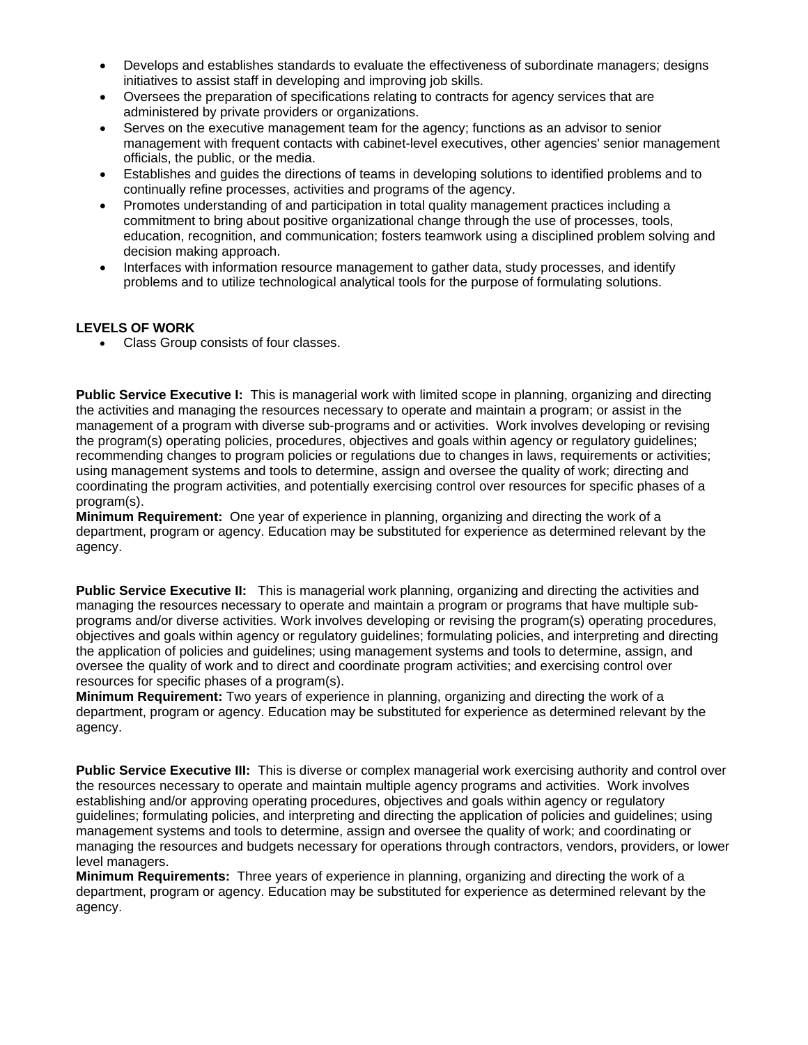- Develops and establishes standards to evaluate the effectiveness of subordinate managers; designs initiatives to assist staff in developing and improving job skills.
- Oversees the preparation of specifications relating to contracts for agency services that are administered by private providers or organizations.
- Serves on the executive management team for the agency; functions as an advisor to senior management with frequent contacts with cabinet-level executives, other agencies' senior management officials, the public, or the media.
- Establishes and guides the directions of teams in developing solutions to identified problems and to continually refine processes, activities and programs of the agency.
- Promotes understanding of and participation in total quality management practices including a commitment to bring about positive organizational change through the use of processes, tools, education, recognition, and communication; fosters teamwork using a disciplined problem solving and decision making approach.
- Interfaces with information resource management to gather data, study processes, and identify problems and to utilize technological analytical tools for the purpose of formulating solutions.

**LEVELS OF WORK**

- Class Group consists of four classes.

**Public Service Executive I:** This is managerial work with limited scope in planning, organizing and directing the activities and managing the resources necessary to operate and maintain a program; or assist in the management of a program with diverse sub-programs and or activities. Work involves developing or revising the program(s) operating policies, procedures, objectives and goals within agency or regulatory guidelines; recommending changes to program policies or regulations due to changes in laws, requirements or activities; using management systems and tools to determine, assign and oversee the quality of work; directing and coordinating the program activities, and potentially exercising control over resources for specific phases of a program(s).
**Minimum Requirement:** One year of experience in planning, organizing and directing the work of a department, program or agency. Education may be substituted for experience as determined relevant by the agency.

**Public Service Executive II:** This is managerial work planning, organizing and directing the activities and managing the resources necessary to operate and maintain a program or programs that have multiple sub-programs and/or diverse activities. Work involves developing or revising the program(s) operating procedures, objectives and goals within agency or regulatory guidelines; formulating policies, and interpreting and directing the application of policies and guidelines; using management systems and tools to determine, assign, and oversee the quality of work and to direct and coordinate program activities; and exercising control over resources for specific phases of a program(s).
**Minimum Requirement:** Two years of experience in planning, organizing and directing the work of a department, program or agency. Education may be substituted for experience as determined relevant by the agency.

**Public Service Executive III:** This is diverse or complex managerial work exercising authority and control over the resources necessary to operate and maintain multiple agency programs and activities. Work involves establishing and/or approving operating procedures, objectives and goals within agency or regulatory guidelines; formulating policies, and interpreting and directing the application of policies and guidelines; using management systems and tools to determine, assign and oversee the quality of work; and coordinating or managing the resources and budgets necessary for operations through contractors, vendors, providers, or lower level managers.
**Minimum Requirements:** Three years of experience in planning, organizing and directing the work of a department, program or agency. Education may be substituted for experience as determined relevant by the agency.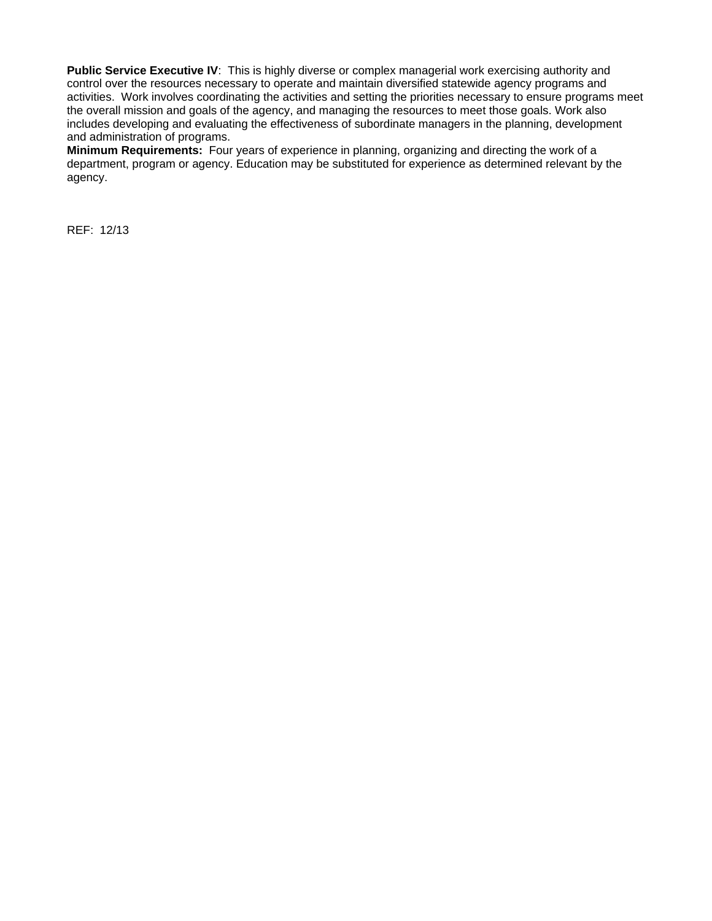**Public Service Executive IV**: This is highly diverse or complex managerial work exercising authority and control over the resources necessary to operate and maintain diversified statewide agency programs and activities. Work involves coordinating the activities and setting the priorities necessary to ensure programs meet the overall mission and goals of the agency, and managing the resources to meet those goals. Work also includes developing and evaluating the effectiveness of subordinate managers in the planning, development and administration of programs.

**Minimum Requirements:** Four years of experience in planning, organizing and directing the work of a department, program or agency. Education may be substituted for experience as determined relevant by the agency.

REF: 12/13